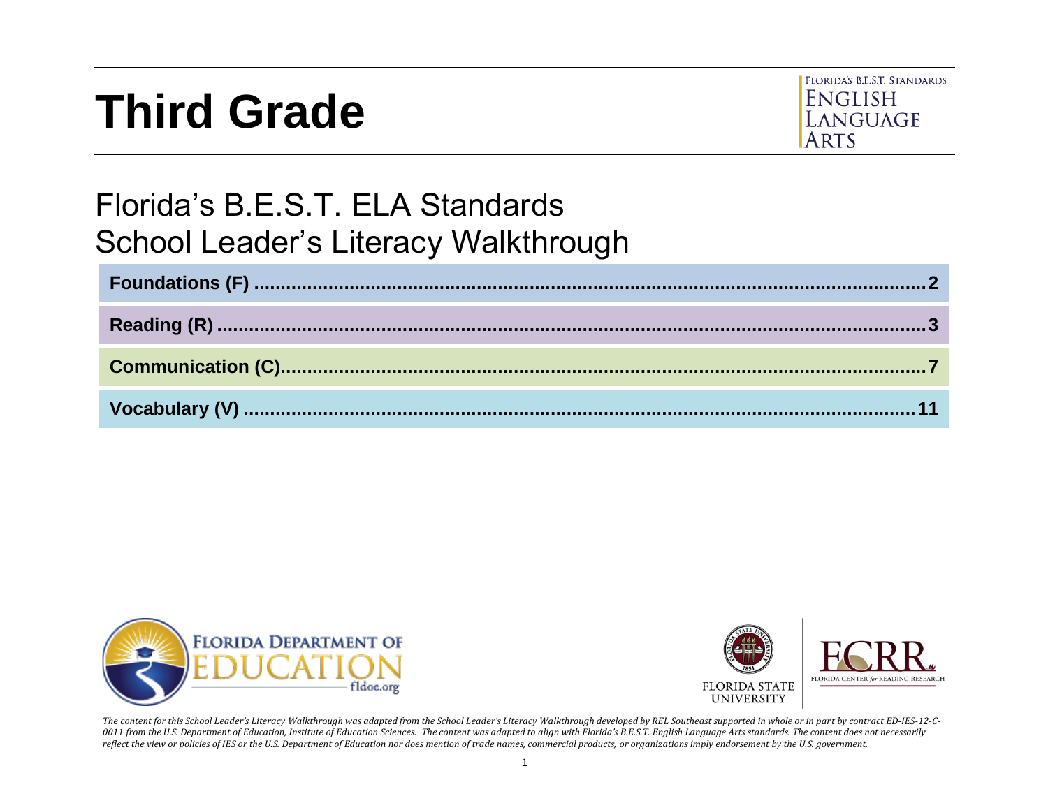# Third Grade

FLORIDA'S B.E.S.T. STANDARDS
ENGLISH LANGUAGE ARTS

## Florida's B.E.S.T. ELA Standards
## School Leader's Literacy Walkthrough

**Foundations (F)** ........................................................ **2**

**Reading (R)** ........................................................ **3**

**Communication (C)** ........................................................ **7**

**Vocabulary (V)** ........................................................ **11**

FLORIDA DEPARTMENT OF EDUCATION fldoe.org

FLORIDA STATE UNIVERSITY

FCRR FLORIDA CENTER *for* READING RESEARCH

*The content for this School Leader's Literacy Walkthrough was adapted from the School Leader's Literacy Walkthrough developed by REL Southeast supported in whole or in part by contract ED-IES-12-C-0011 from the U.S. Department of Education, Institute of Education Sciences. The content was adapted to align with Florida's B.E.S.T. English Language Arts standards. The content does not necessarily reflect the view or policies of IES or the U.S. Department of Education nor does mention of trade names, commercial products, or organizations imply endorsement by the U.S. government.*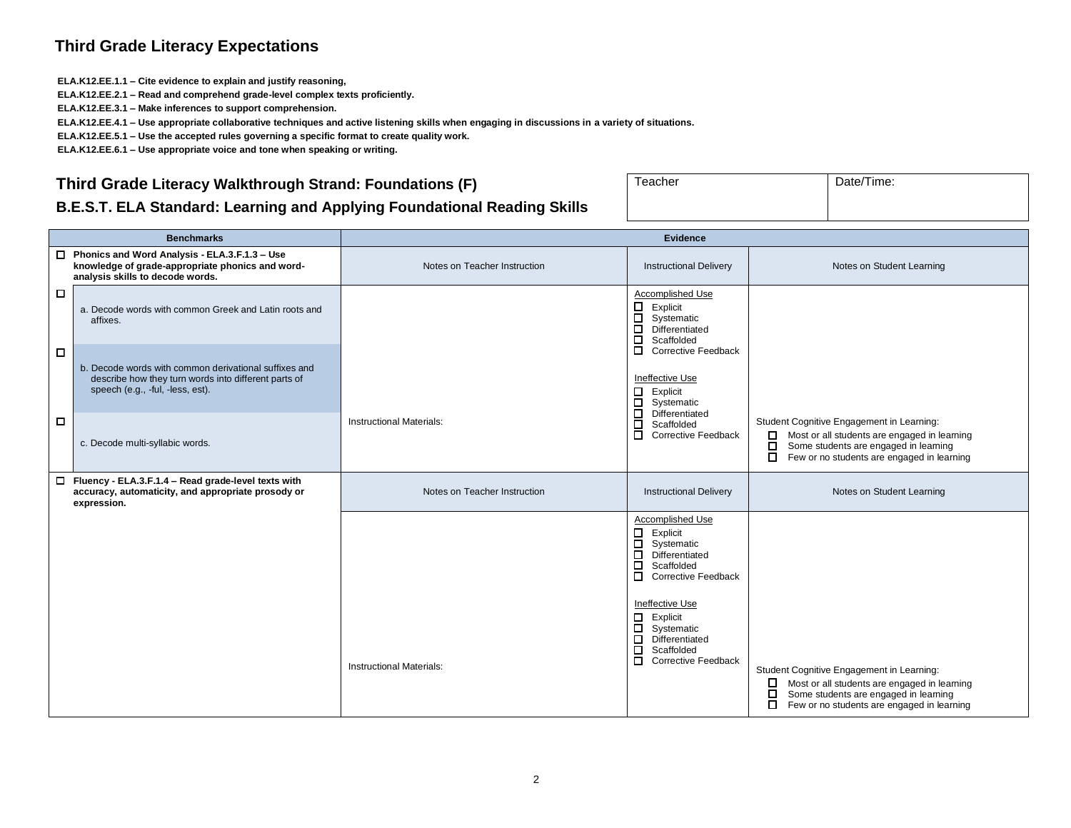## Third Grade Literacy Expectations

**ELA.K12.EE.1.1 – Cite evidence to explain and justify reasoning,**
**ELA.K12.EE.2.1 – Read and comprehend grade-level complex texts proficiently.**
**ELA.K12.EE.3.1 – Make inferences to support comprehension.**
**ELA.K12.EE.4.1 – Use appropriate collaborative techniques and active listening skills when engaging in discussions in a variety of situations.**
**ELA.K12.EE.5.1 – Use the accepted rules governing a specific format to create quality work.**
**ELA.K12.EE.6.1 – Use appropriate voice and tone when speaking or writing.**

### Third Grade Literacy Walkthrough Strand: Foundations (F)

### B.E.S.T. ELA Standard: Learning and Applying Foundational Reading Skills

| Teacher | Date/Time: |
|---|---|
| | |

| Benchmarks | | Evidence | | |
|---|---|---|---|---|
| ☐ **Phonics and Word Analysis - ELA.3.F.1.3 – Use knowledge of grade-appropriate phonics and word-analysis skills to decode words.** | | Notes on Teacher Instruction | Instructional Delivery | Notes on Student Learning |
| ☐ | a. Decode words with common Greek and Latin roots and affixes. | | Accomplished Use<br>☐ Explicit<br>☐ Systematic<br>☐ Differentiated<br>☐ Scaffolded<br>☐ Corrective Feedback<br><br>Ineffective Use<br>☐ Explicit<br>☐ Systematic<br>☐ Differentiated<br>☐ Scaffolded<br>☐ Corrective Feedback | |
| ☐ | b. Decode words with common derivational suffixes and describe how they turn words into different parts of speech (e.g., -ful, -less, est). | | | |
| ☐ | c. Decode multi-syllabic words. | Instructional Materials: | | Student Cognitive Engagement in Learning:<br>☐ Most or all students are engaged in learning<br>☐ Some students are engaged in learning<br>☐ Few or no students are engaged in learning |
| ☐ **Fluency - ELA.3.F.1.4 – Read grade-level texts with accuracy, automaticity, and appropriate prosody or expression.** | | Notes on Teacher Instruction | Instructional Delivery | Notes on Student Learning |
| | | Instructional Materials: | Accomplished Use<br>☐ Explicit<br>☐ Systematic<br>☐ Differentiated<br>☐ Scaffolded<br>☐ Corrective Feedback<br><br>Ineffective Use<br>☐ Explicit<br>☐ Systematic<br>☐ Differentiated<br>☐ Scaffolded<br>☐ Corrective Feedback | Student Cognitive Engagement in Learning:<br>☐ Most or all students are engaged in learning<br>☐ Some students are engaged in learning<br>☐ Few or no students are engaged in learning |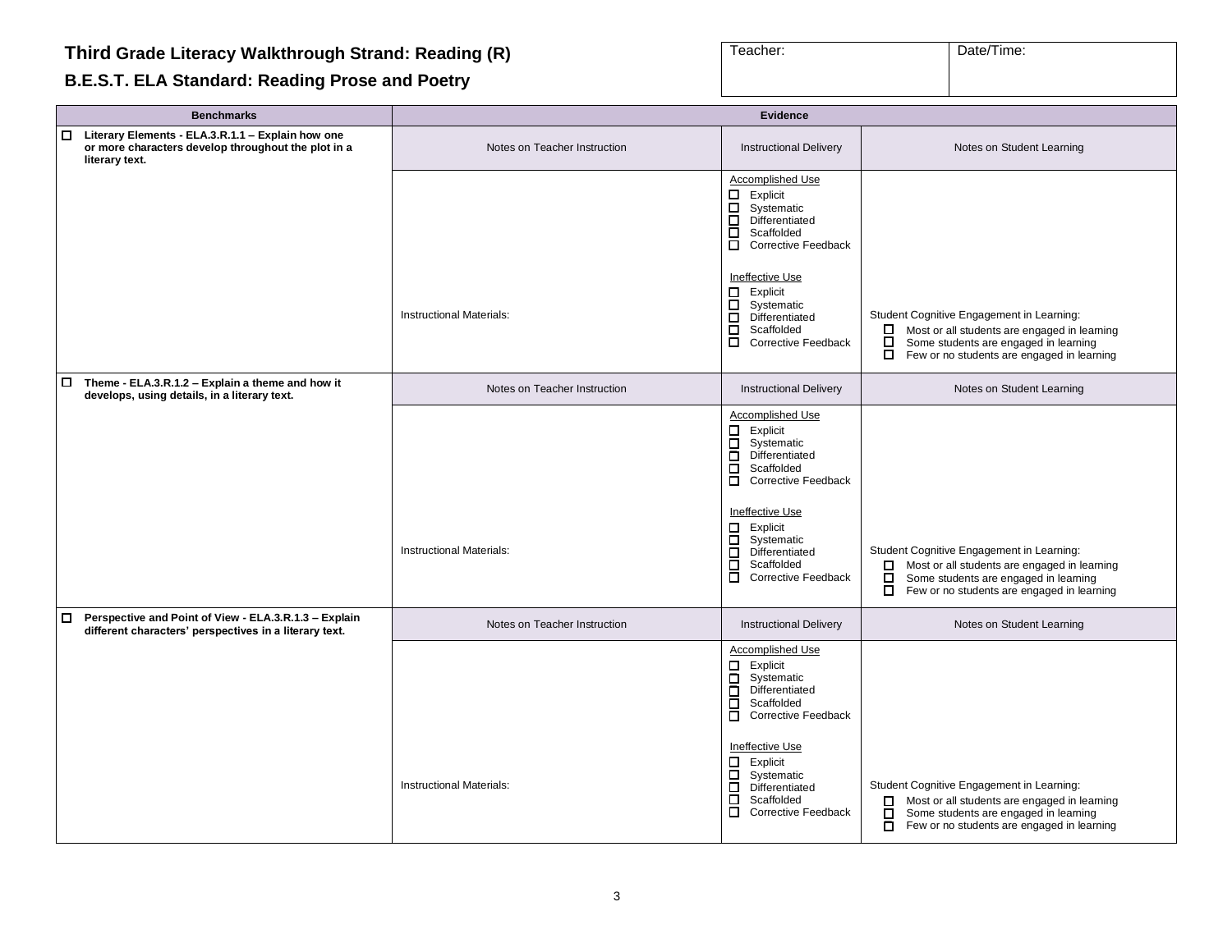# Third Grade Literacy Walkthrough Strand: Reading (R)

## B.E.S.T. ELA Standard: Reading Prose and Poetry

| Teacher: | Date/Time: |
|---|---|
| | |

| Benchmarks | Evidence | | |
|---|---|---|---|
| ☐ **Literary Elements - ELA.3.R.1.1 – Explain how one or more characters develop throughout the plot in a literary text.** | Notes on Teacher Instruction | Instructional Delivery | Notes on Student Learning |
| | Instructional Materials: | Accomplished Use<br>☐ Explicit<br>☐ Systematic<br>☐ Differentiated<br>☐ Scaffolded<br>☐ Corrective Feedback<br><br>Ineffective Use<br>☐ Explicit<br>☐ Systematic<br>☐ Differentiated<br>☐ Scaffolded<br>☐ Corrective Feedback | Student Cognitive Engagement in Learning:<br>☐ Most or all students are engaged in learning<br>☐ Some students are engaged in learning<br>☐ Few or no students are engaged in learning |
| ☐ **Theme - ELA.3.R.1.2 – Explain a theme and how it develops, using details, in a literary text.** | Notes on Teacher Instruction | Instructional Delivery | Notes on Student Learning |
| | Instructional Materials: | Accomplished Use<br>☐ Explicit<br>☐ Systematic<br>☐ Differentiated<br>☐ Scaffolded<br>☐ Corrective Feedback<br><br>Ineffective Use<br>☐ Explicit<br>☐ Systematic<br>☐ Differentiated<br>☐ Scaffolded<br>☐ Corrective Feedback | Student Cognitive Engagement in Learning:<br>☐ Most or all students are engaged in learning<br>☐ Some students are engaged in learning<br>☐ Few or no students are engaged in learning |
| ☐ **Perspective and Point of View - ELA.3.R.1.3 – Explain different characters' perspectives in a literary text.** | Notes on Teacher Instruction | Instructional Delivery | Notes on Student Learning |
| | Instructional Materials: | Accomplished Use<br>☐ Explicit<br>☐ Systematic<br>☐ Differentiated<br>☐ Scaffolded<br>☐ Corrective Feedback<br><br>Ineffective Use<br>☐ Explicit<br>☐ Systematic<br>☐ Differentiated<br>☐ Scaffolded<br>☐ Corrective Feedback | Student Cognitive Engagement in Learning:<br>☐ Most or all students are engaged in learning<br>☐ Some students are engaged in learning<br>☐ Few or no students are engaged in learning |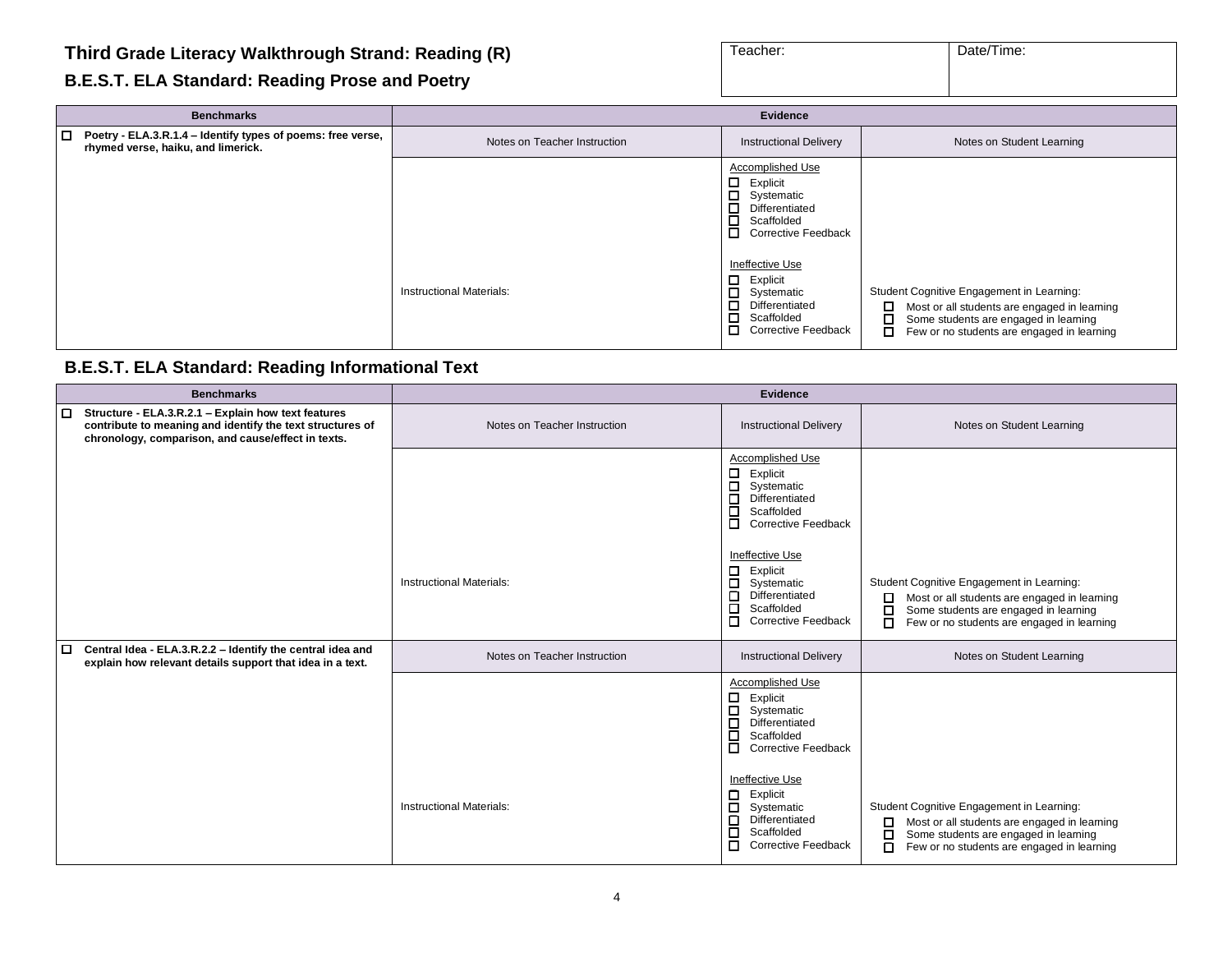# **Third** Grade Literacy Walkthrough Strand: Reading (R)

## B.E.S.T. ELA Standard: Reading Prose and Poetry

| Teacher: | Date/Time: |
|---|---|
| | |

| Benchmarks | Evidence | | |
|---|---|---|---|
| ☐ **Poetry - ELA.3.R.1.4 – Identify types of poems: free verse, rhymed verse, haiku, and limerick.** | Notes on Teacher Instruction | Instructional Delivery | Notes on Student Learning |
| | Instructional Materials: | Accomplished Use<br>☐ Explicit<br>☐ Systematic<br>☐ Differentiated<br>☐ Scaffolded<br>☐ Corrective Feedback<br><br>Ineffective Use<br>☐ Explicit<br>☐ Systematic<br>☐ Differentiated<br>☐ Scaffolded<br>☐ Corrective Feedback | Student Cognitive Engagement in Learning:<br>☐ Most or all students are engaged in learning<br>☐ Some students are engaged in learning<br>☐ Few or no students are engaged in learning |

## B.E.S.T. ELA Standard: Reading Informational Text

| Benchmarks | Evidence | | |
|---|---|---|---|
| ☐ **Structure - ELA.3.R.2.1 – Explain how text features contribute to meaning and identify the text structures of chronology, comparison, and cause/effect in texts.** | Notes on Teacher Instruction | Instructional Delivery | Notes on Student Learning |
| | Instructional Materials: | Accomplished Use<br>☐ Explicit<br>☐ Systematic<br>☐ Differentiated<br>☐ Scaffolded<br>☐ Corrective Feedback<br><br>Ineffective Use<br>☐ Explicit<br>☐ Systematic<br>☐ Differentiated<br>☐ Scaffolded<br>☐ Corrective Feedback | Student Cognitive Engagement in Learning:<br>☐ Most or all students are engaged in learning<br>☐ Some students are engaged in learning<br>☐ Few or no students are engaged in learning |
| ☐ **Central Idea - ELA.3.R.2.2 – Identify the central idea and explain how relevant details support that idea in a text.** | Notes on Teacher Instruction | Instructional Delivery | Notes on Student Learning |
| | Instructional Materials: | Accomplished Use<br>☐ Explicit<br>☐ Systematic<br>☐ Differentiated<br>☐ Scaffolded<br>☐ Corrective Feedback<br><br>Ineffective Use<br>☐ Explicit<br>☐ Systematic<br>☐ Differentiated<br>☐ Scaffolded<br>☐ Corrective Feedback | Student Cognitive Engagement in Learning:<br>☐ Most or all students are engaged in learning<br>☐ Some students are engaged in learning<br>☐ Few or no students are engaged in learning |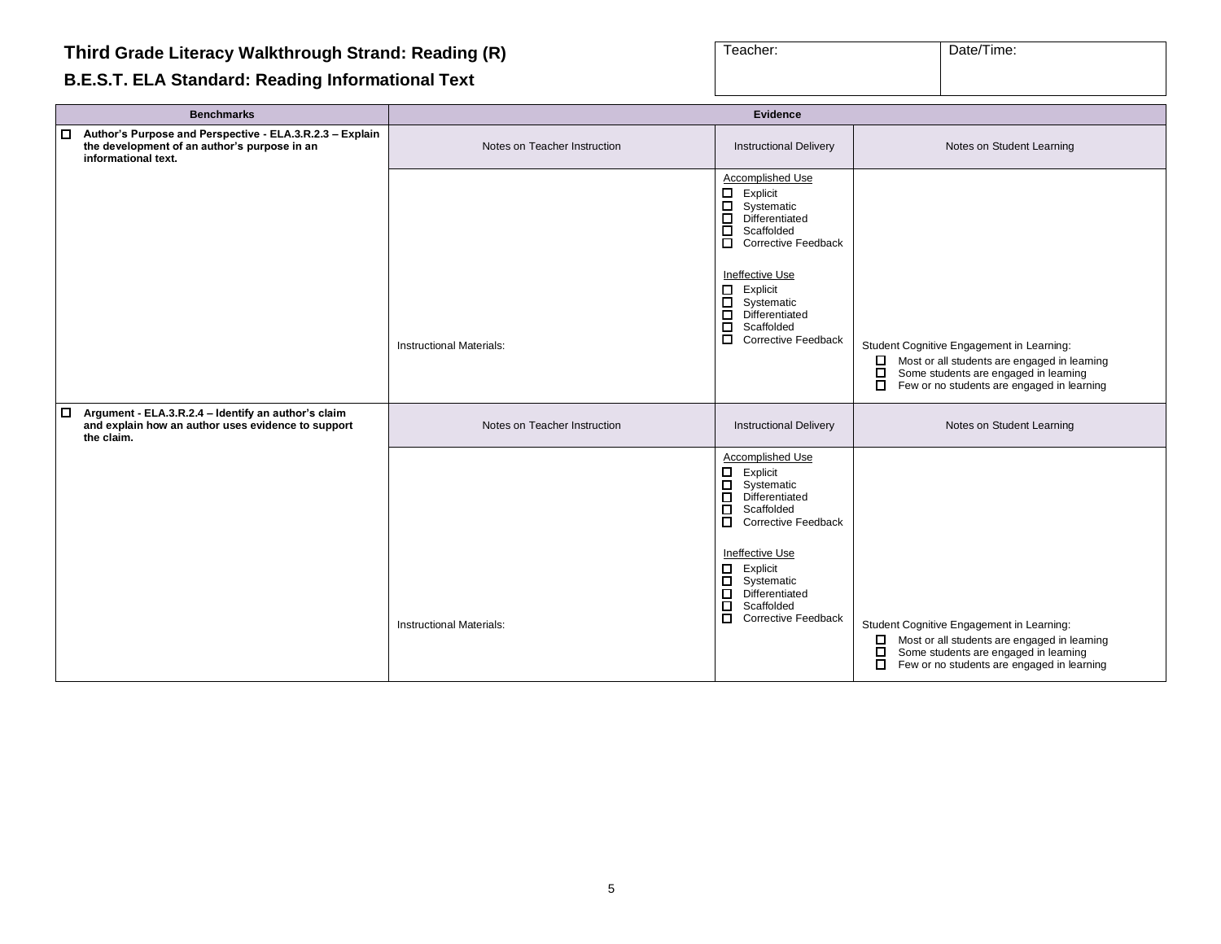# Third Grade Literacy Walkthrough Strand: Reading (R)

## B.E.S.T. ELA Standard: Reading Informational Text

| Teacher: | Date/Time: |
| --- | --- |
| | |

| Benchmarks | Evidence | | |
| --- | --- | --- | --- |
| ☐ **Author's Purpose and Perspective - ELA.3.R.2.3 – Explain the development of an author's purpose in an informational text.** | Notes on Teacher Instruction | Instructional Delivery | Notes on Student Learning |
| | Instructional Materials: | Accomplished Use<br>☐ Explicit<br>☐ Systematic<br>☐ Differentiated<br>☐ Scaffolded<br>☐ Corrective Feedback<br><br>Ineffective Use<br>☐ Explicit<br>☐ Systematic<br>☐ Differentiated<br>☐ Scaffolded<br>☐ Corrective Feedback | Student Cognitive Engagement in Learning:<br>☐ Most or all students are engaged in learning<br>☐ Some students are engaged in learning<br>☐ Few or no students are engaged in learning |
| ☐ **Argument - ELA.3.R.2.4 – Identify an author's claim and explain how an author uses evidence to support the claim.** | Notes on Teacher Instruction | Instructional Delivery | Notes on Student Learning |
| | Instructional Materials: | Accomplished Use<br>☐ Explicit<br>☐ Systematic<br>☐ Differentiated<br>☐ Scaffolded<br>☐ Corrective Feedback<br><br>Ineffective Use<br>☐ Explicit<br>☐ Systematic<br>☐ Differentiated<br>☐ Scaffolded<br>☐ Corrective Feedback | Student Cognitive Engagement in Learning:<br>☐ Most or all students are engaged in learning<br>☐ Some students are engaged in learning<br>☐ Few or no students are engaged in learning |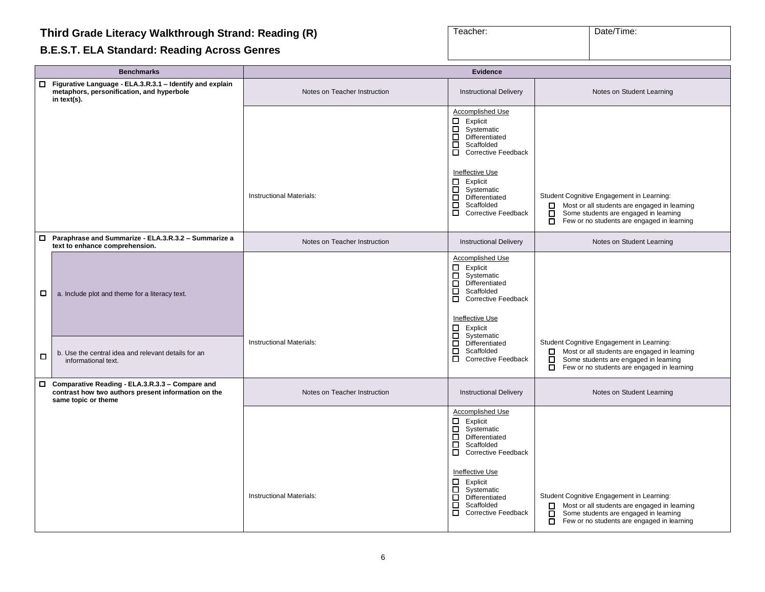# Third Grade Literacy Walkthrough Strand: Reading (R)

## B.E.S.T. ELA Standard: Reading Across Genres

| Teacher: | Date/Time: |
|---|---|
| | |

| Benchmarks | Evidence | | |
|---|---|---|---|
| ☐ **Figurative Language - ELA.3.R.3.1 – Identify and explain metaphors, personification, and hyperbole in text(s).** | Notes on Teacher Instruction | Instructional Delivery | Notes on Student Learning |
| | Instructional Materials: | Accomplished Use<br>☐ Explicit<br>☐ Systematic<br>☐ Differentiated<br>☐ Scaffolded<br>☐ Corrective Feedback<br><br>Ineffective Use<br>☐ Explicit<br>☐ Systematic<br>☐ Differentiated<br>☐ Scaffolded<br>☐ Corrective Feedback | Student Cognitive Engagement in Learning:<br>☐ Most or all students are engaged in learning<br>☐ Some students are engaged in learning<br>☐ Few or no students are engaged in learning |
| ☐ **Paraphrase and Summarize - ELA.3.R.3.2 – Summarize a text to enhance comprehension.** | Notes on Teacher Instruction | Instructional Delivery | Notes on Student Learning |
| ☐ a. Include plot and theme for a literacy text.<br><br>☐ b. Use the central idea and relevant details for an informational text. | Instructional Materials: | Accomplished Use<br>☐ Explicit<br>☐ Systematic<br>☐ Differentiated<br>☐ Scaffolded<br>☐ Corrective Feedback<br><br>Ineffective Use<br>☐ Explicit<br>☐ Systematic<br>☐ Differentiated<br>☐ Scaffolded<br>☐ Corrective Feedback | Student Cognitive Engagement in Learning:<br>☐ Most or all students are engaged in learning<br>☐ Some students are engaged in learning<br>☐ Few or no students are engaged in learning |
| ☐ **Comparative Reading - ELA.3.R.3.3 – Compare and contrast how two authors present information on the same topic or theme** | Notes on Teacher Instruction | Instructional Delivery | Notes on Student Learning |
| | Instructional Materials: | Accomplished Use<br>☐ Explicit<br>☐ Systematic<br>☐ Differentiated<br>☐ Scaffolded<br>☐ Corrective Feedback<br><br>Ineffective Use<br>☐ Explicit<br>☐ Systematic<br>☐ Differentiated<br>☐ Scaffolded<br>☐ Corrective Feedback | Student Cognitive Engagement in Learning:<br>☐ Most or all students are engaged in learning<br>☐ Some students are engaged in learning<br>☐ Few or no students are engaged in learning |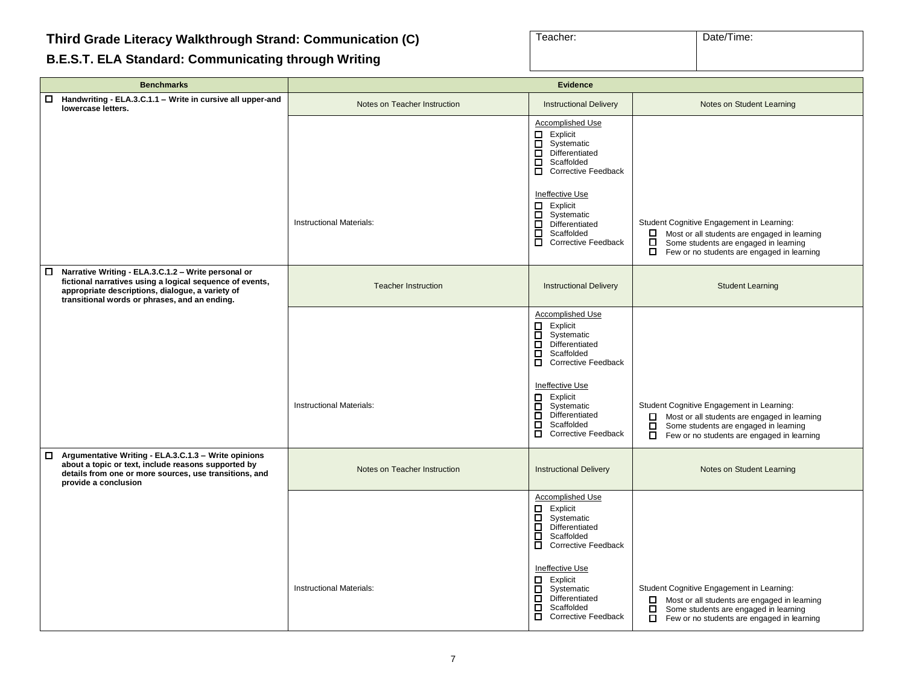# Third Grade Literacy Walkthrough Strand: Communication (C)

## B.E.S.T. ELA Standard: Communicating through Writing

| Teacher: | Date/Time: |
|---|---|
| | |

| Benchmarks | Evidence | | |
|---|---|---|---|
| ☐ **Handwriting - ELA.3.C.1.1 – Write in cursive all upper-and lowercase letters.** | Notes on Teacher Instruction | Instructional Delivery | Notes on Student Learning |
| | Instructional Materials: | Accomplished Use<br>☐ Explicit<br>☐ Systematic<br>☐ Differentiated<br>☐ Scaffolded<br>☐ Corrective Feedback<br><br>Ineffective Use<br>☐ Explicit<br>☐ Systematic<br>☐ Differentiated<br>☐ Scaffolded<br>☐ Corrective Feedback | Student Cognitive Engagement in Learning:<br>☐ Most or all students are engaged in learning<br>☐ Some students are engaged in learning<br>☐ Few or no students are engaged in learning |
| ☐ **Narrative Writing - ELA.3.C.1.2 – Write personal or fictional narratives using a logical sequence of events, appropriate descriptions, dialogue, a variety of transitional words or phrases, and an ending.** | Teacher Instruction | Instructional Delivery | Student Learning |
| | Instructional Materials: | Accomplished Use<br>☐ Explicit<br>☐ Systematic<br>☐ Differentiated<br>☐ Scaffolded<br>☐ Corrective Feedback<br><br>Ineffective Use<br>☐ Explicit<br>☐ Systematic<br>☐ Differentiated<br>☐ Scaffolded<br>☐ Corrective Feedback | Student Cognitive Engagement in Learning:<br>☐ Most or all students are engaged in learning<br>☐ Some students are engaged in learning<br>☐ Few or no students are engaged in learning |
| ☐ **Argumentative Writing - ELA.3.C.1.3 – Write opinions about a topic or text, include reasons supported by details from one or more sources, use transitions, and provide a conclusion** | Notes on Teacher Instruction | Instructional Delivery | Notes on Student Learning |
| | Instructional Materials: | Accomplished Use<br>☐ Explicit<br>☐ Systematic<br>☐ Differentiated<br>☐ Scaffolded<br>☐ Corrective Feedback<br><br>Ineffective Use<br>☐ Explicit<br>☐ Systematic<br>☐ Differentiated<br>☐ Scaffolded<br>☐ Corrective Feedback | Student Cognitive Engagement in Learning:<br>☐ Most or all students are engaged in learning<br>☐ Some students are engaged in learning<br>☐ Few or no students are engaged in learning |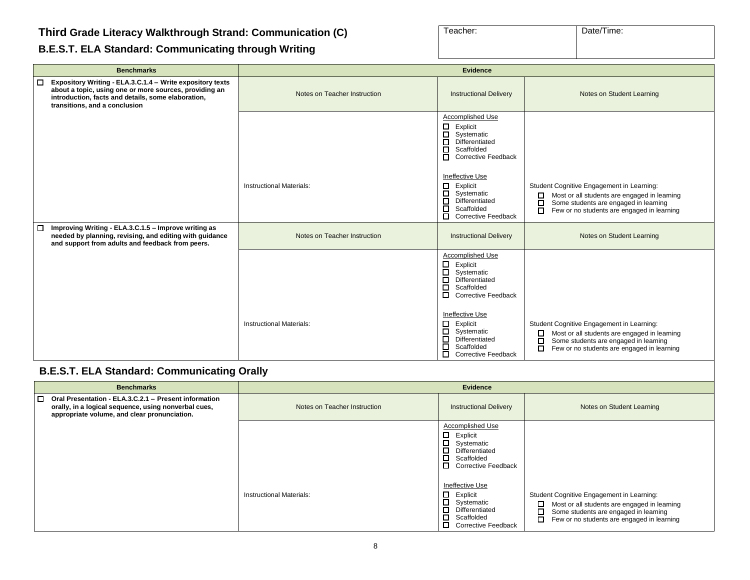# Third Grade Literacy Walkthrough Strand: Communication (C)

## B.E.S.T. ELA Standard: Communicating through Writing

| Teacher: | Date/Time: |
|---|---|
| | |

| Benchmarks | Evidence | | |
|---|---|---|---|
| ☐ **Expository Writing - ELA.3.C.1.4 – Write expository texts about a topic, using one or more sources, providing an introduction, facts and details, some elaboration, transitions, and a conclusion** | Notes on Teacher Instruction | Instructional Delivery | Notes on Student Learning |
| | Instructional Materials: | Accomplished Use<br>☐ Explicit<br>☐ Systematic<br>☐ Differentiated<br>☐ Scaffolded<br>☐ Corrective Feedback<br><br>Ineffective Use<br>☐ Explicit<br>☐ Systematic<br>☐ Differentiated<br>☐ Scaffolded<br>☐ Corrective Feedback | Student Cognitive Engagement in Learning:<br>☐ Most or all students are engaged in learning<br>☐ Some students are engaged in learning<br>☐ Few or no students are engaged in learning |
| ☐ **Improving Writing - ELA.3.C.1.5 – Improve writing as needed by planning, revising, and editing with guidance and support from adults and feedback from peers.** | Notes on Teacher Instruction | Instructional Delivery | Notes on Student Learning |
| | Instructional Materials: | Accomplished Use<br>☐ Explicit<br>☐ Systematic<br>☐ Differentiated<br>☐ Scaffolded<br>☐ Corrective Feedback<br><br>Ineffective Use<br>☐ Explicit<br>☐ Systematic<br>☐ Differentiated<br>☐ Scaffolded<br>☐ Corrective Feedback | Student Cognitive Engagement in Learning:<br>☐ Most or all students are engaged in learning<br>☐ Some students are engaged in learning<br>☐ Few or no students are engaged in learning |

## B.E.S.T. ELA Standard: Communicating Orally

| Benchmarks | Evidence | | |
|---|---|---|---|
| ☐ **Oral Presentation - ELA.3.C.2.1 – Present information orally, in a logical sequence, using nonverbal cues, appropriate volume, and clear pronunciation.** | Notes on Teacher Instruction | Instructional Delivery | Notes on Student Learning |
| | Instructional Materials: | Accomplished Use<br>☐ Explicit<br>☐ Systematic<br>☐ Differentiated<br>☐ Scaffolded<br>☐ Corrective Feedback<br><br>Ineffective Use<br>☐ Explicit<br>☐ Systematic<br>☐ Differentiated<br>☐ Scaffolded<br>☐ Corrective Feedback | Student Cognitive Engagement in Learning:<br>☐ Most or all students are engaged in learning<br>☐ Some students are engaged in learning<br>☐ Few or no students are engaged in learning |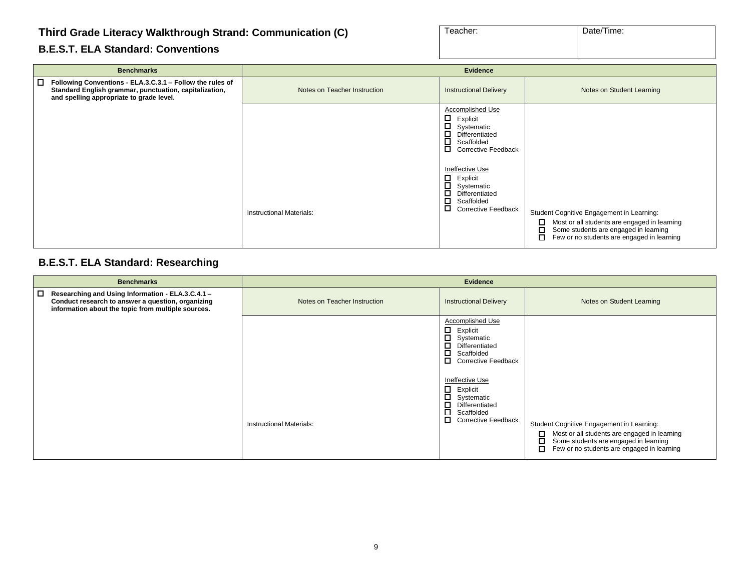# Third Grade Literacy Walkthrough Strand: Communication (C)

## B.E.S.T. ELA Standard: Conventions

| Teacher: | Date/Time: |
| --- | --- |
| | |

| Benchmarks | Evidence | | |
| --- | --- | --- | --- |
| ☐ **Following Conventions - ELA.3.C.3.1 – Follow the rules of Standard English grammar, punctuation, capitalization, and spelling appropriate to grade level.** | Notes on Teacher Instruction | Instructional Delivery | Notes on Student Learning |
| | Instructional Materials: | Accomplished Use<br>☐ Explicit<br>☐ Systematic<br>☐ Differentiated<br>☐ Scaffolded<br>☐ Corrective Feedback<br><br>Ineffective Use<br>☐ Explicit<br>☐ Systematic<br>☐ Differentiated<br>☐ Scaffolded<br>☐ Corrective Feedback | Student Cognitive Engagement in Learning:<br>☐ Most or all students are engaged in learning<br>☐ Some students are engaged in learning<br>☐ Few or no students are engaged in learning |

## B.E.S.T. ELA Standard: Researching

| Benchmarks | Evidence | | |
| --- | --- | --- | --- |
| ☐ **Researching and Using Information - ELA.3.C.4.1 – Conduct research to answer a question, organizing information about the topic from multiple sources.** | Notes on Teacher Instruction | Instructional Delivery | Notes on Student Learning |
| | Instructional Materials: | Accomplished Use<br>☐ Explicit<br>☐ Systematic<br>☐ Differentiated<br>☐ Scaffolded<br>☐ Corrective Feedback<br><br>Ineffective Use<br>☐ Explicit<br>☐ Systematic<br>☐ Differentiated<br>☐ Scaffolded<br>☐ Corrective Feedback | Student Cognitive Engagement in Learning:<br>☐ Most or all students are engaged in learning<br>☐ Some students are engaged in learning<br>☐ Few or no students are engaged in learning |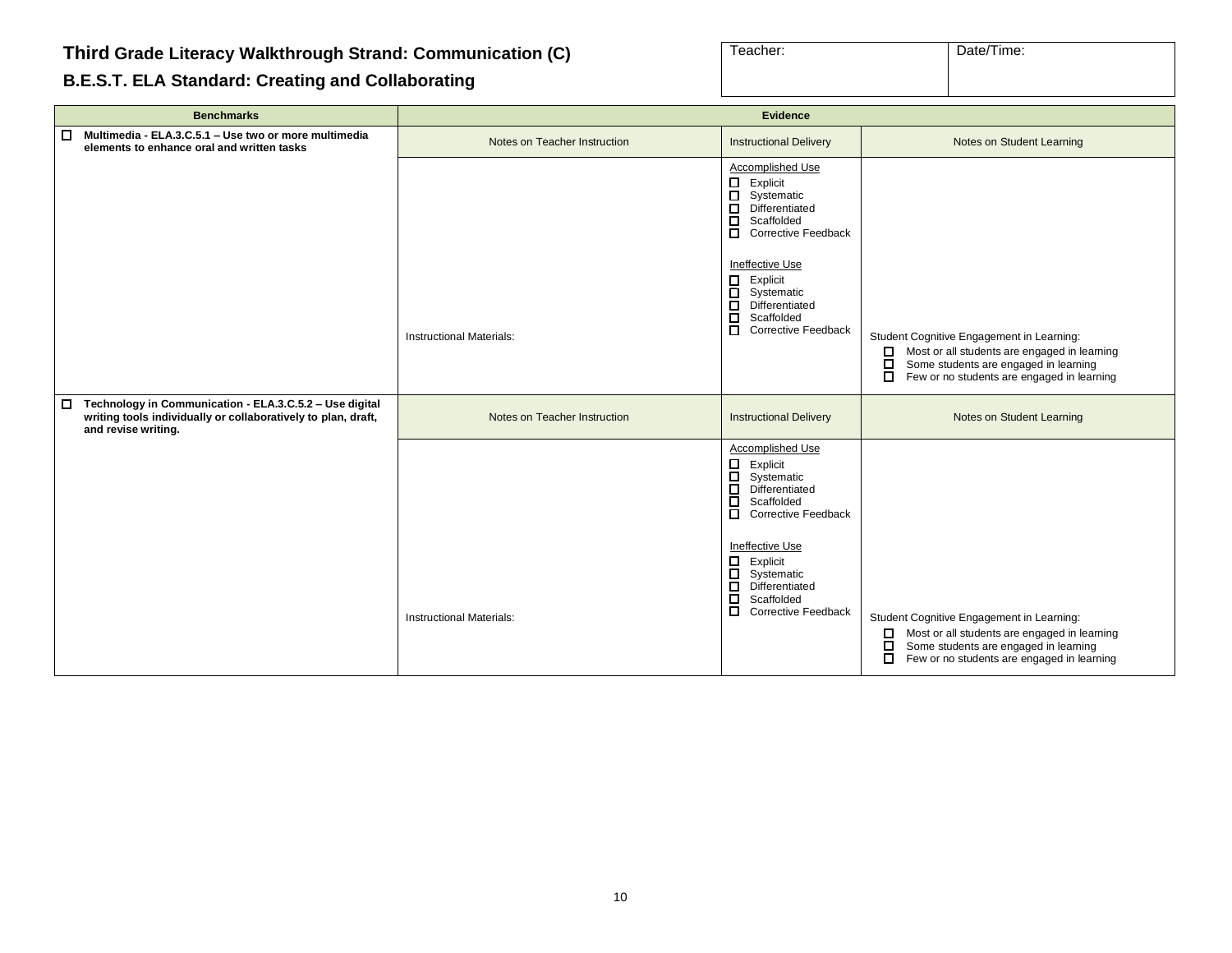# Third Grade Literacy Walkthrough Strand: Communication (C)

## B.E.S.T. ELA Standard: Creating and Collaborating

| Teacher: | Date/Time: |
| --- | --- |
| | |

| Benchmarks | Evidence | | |
| --- | --- | --- | --- |
| ☐ **Multimedia - ELA.3.C.5.1 – Use two or more multimedia elements to enhance oral and written tasks** | Notes on Teacher Instruction | Instructional Delivery | Notes on Student Learning |
| | Instructional Materials: | Accomplished Use<br>☐ Explicit<br>☐ Systematic<br>☐ Differentiated<br>☐ Scaffolded<br>☐ Corrective Feedback<br><br>Ineffective Use<br>☐ Explicit<br>☐ Systematic<br>☐ Differentiated<br>☐ Scaffolded<br>☐ Corrective Feedback | Student Cognitive Engagement in Learning:<br>☐ Most or all students are engaged in learning<br>☐ Some students are engaged in learning<br>☐ Few or no students are engaged in learning |
| ☐ **Technology in Communication - ELA.3.C.5.2 – Use digital writing tools individually or collaboratively to plan, draft, and revise writing.** | Notes on Teacher Instruction | Instructional Delivery | Notes on Student Learning |
| | Instructional Materials: | Accomplished Use<br>☐ Explicit<br>☐ Systematic<br>☐ Differentiated<br>☐ Scaffolded<br>☐ Corrective Feedback<br><br>Ineffective Use<br>☐ Explicit<br>☐ Systematic<br>☐ Differentiated<br>☐ Scaffolded<br>☐ Corrective Feedback | Student Cognitive Engagement in Learning:<br>☐ Most or all students are engaged in learning<br>☐ Some students are engaged in learning<br>☐ Few or no students are engaged in learning |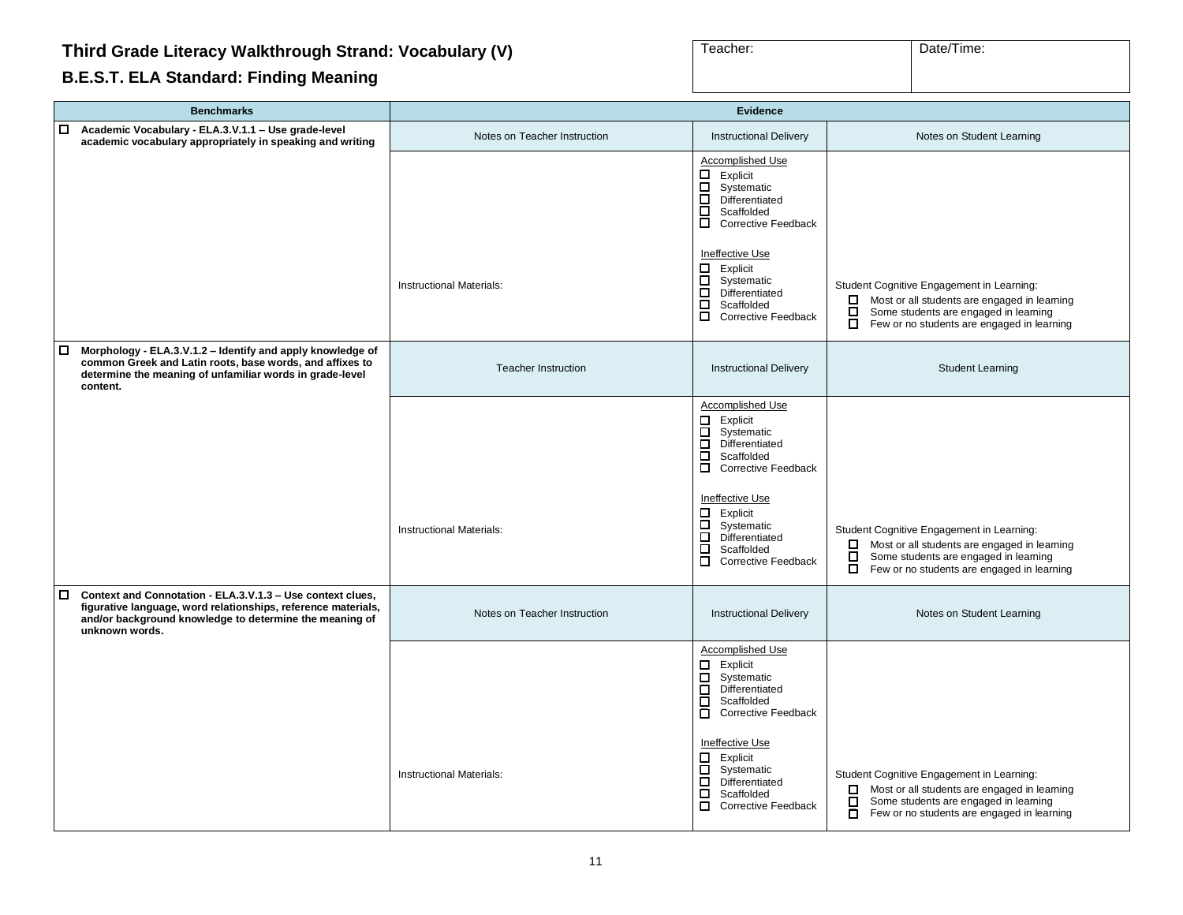# Third Grade Literacy Walkthrough Strand: Vocabulary (V)

## B.E.S.T. ELA Standard: Finding Meaning

| Teacher: | Date/Time: |
|---|---|
| | |

| Benchmarks | Evidence | | |
|---|---|---|---|
| ☐ **Academic Vocabulary - ELA.3.V.1.1 – Use grade-level academic vocabulary appropriately in speaking and writing** | Notes on Teacher Instruction | Instructional Delivery | Notes on Student Learning |
| | Instructional Materials: | Accomplished Use<br>☐ Explicit<br>☐ Systematic<br>☐ Differentiated<br>☐ Scaffolded<br>☐ Corrective Feedback<br><br>Ineffective Use<br>☐ Explicit<br>☐ Systematic<br>☐ Differentiated<br>☐ Scaffolded<br>☐ Corrective Feedback | Student Cognitive Engagement in Learning:<br>☐ Most or all students are engaged in learning<br>☐ Some students are engaged in learning<br>☐ Few or no students are engaged in learning |
| ☐ **Morphology - ELA.3.V.1.2 – Identify and apply knowledge of common Greek and Latin roots, base words, and affixes to determine the meaning of unfamiliar words in grade-level content.** | Teacher Instruction | Instructional Delivery | Student Learning |
| | Instructional Materials: | Accomplished Use<br>☐ Explicit<br>☐ Systematic<br>☐ Differentiated<br>☐ Scaffolded<br>☐ Corrective Feedback<br><br>Ineffective Use<br>☐ Explicit<br>☐ Systematic<br>☐ Differentiated<br>☐ Scaffolded<br>☐ Corrective Feedback | Student Cognitive Engagement in Learning:<br>☐ Most or all students are engaged in learning<br>☐ Some students are engaged in learning<br>☐ Few or no students are engaged in learning |
| ☐ **Context and Connotation - ELA.3.V.1.3 – Use context clues, figurative language, word relationships, reference materials, and/or background knowledge to determine the meaning of unknown words.** | Notes on Teacher Instruction | Instructional Delivery | Notes on Student Learning |
| | Instructional Materials: | Accomplished Use<br>☐ Explicit<br>☐ Systematic<br>☐ Differentiated<br>☐ Scaffolded<br>☐ Corrective Feedback<br><br>Ineffective Use<br>☐ Explicit<br>☐ Systematic<br>☐ Differentiated<br>☐ Scaffolded<br>☐ Corrective Feedback | Student Cognitive Engagement in Learning:<br>☐ Most or all students are engaged in learning<br>☐ Some students are engaged in learning<br>☐ Few or no students are engaged in learning |